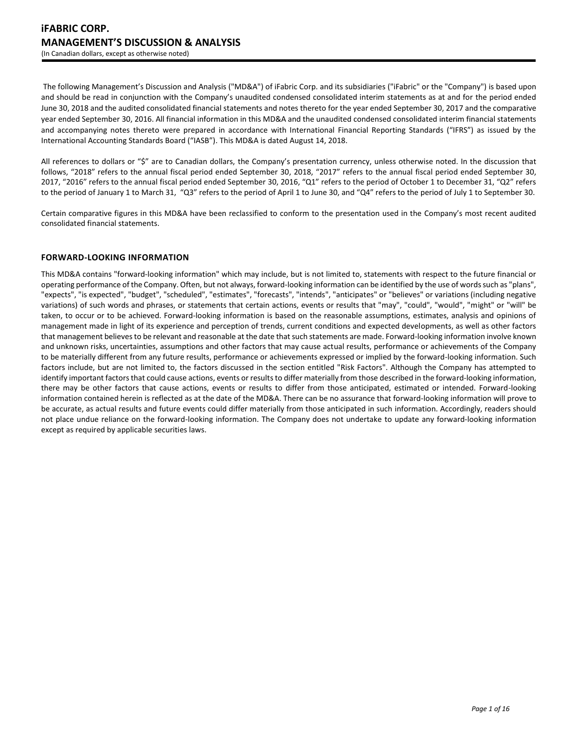# iFABRIC CORP.
## MANAGEMENT'S DISCUSSION & ANALYSIS
(In Canadian dollars, except as otherwise noted)

The following Management's Discussion and Analysis ("MD&A") of iFabric Corp. and its subsidiaries ("iFabric" or the "Company") is based upon and should be read in conjunction with the Company's unaudited condensed consolidated interim statements as at and for the period ended June 30, 2018 and the audited consolidated financial statements and notes thereto for the year ended September 30, 2017 and the comparative year ended September 30, 2016. All financial information in this MD&A and the unaudited condensed consolidated interim financial statements and accompanying notes thereto were prepared in accordance with International Financial Reporting Standards ("IFRS") as issued by the International Accounting Standards Board ("IASB"). This MD&A is dated August 14, 2018.

All references to dollars or "$" are to Canadian dollars, the Company's presentation currency, unless otherwise noted. In the discussion that follows, "2018" refers to the annual fiscal period ended September 30, 2018, "2017" refers to the annual fiscal period ended September 30, 2017, "2016" refers to the annual fiscal period ended September 30, 2016, "Q1" refers to the period of October 1 to December 31, "Q2" refers to the period of January 1 to March 31, "Q3" refers to the period of April 1 to June 30, and "Q4" refers to the period of July 1 to September 30.

Certain comparative figures in this MD&A have been reclassified to conform to the presentation used in the Company's most recent audited consolidated financial statements.

### FORWARD-LOOKING INFORMATION

This MD&A contains "forward-looking information" which may include, but is not limited to, statements with respect to the future financial or operating performance of the Company. Often, but not always, forward-looking information can be identified by the use of words such as "plans", "expects", "is expected", "budget", "scheduled", "estimates", "forecasts", "intends", "anticipates" or "believes" or variations (including negative variations) of such words and phrases, or statements that certain actions, events or results that "may", "could", "would", "might" or "will" be taken, to occur or to be achieved. Forward-looking information is based on the reasonable assumptions, estimates, analysis and opinions of management made in light of its experience and perception of trends, current conditions and expected developments, as well as other factors that management believes to be relevant and reasonable at the date that such statements are made. Forward-looking information involve known and unknown risks, uncertainties, assumptions and other factors that may cause actual results, performance or achievements of the Company to be materially different from any future results, performance or achievements expressed or implied by the forward-looking information. Such factors include, but are not limited to, the factors discussed in the section entitled "Risk Factors". Although the Company has attempted to identify important factors that could cause actions, events or results to differ materially from those described in the forward-looking information, there may be other factors that cause actions, events or results to differ from those anticipated, estimated or intended. Forward-looking information contained herein is reflected as at the date of the MD&A. There can be no assurance that forward-looking information will prove to be accurate, as actual results and future events could differ materially from those anticipated in such information. Accordingly, readers should not place undue reliance on the forward-looking information. The Company does not undertake to update any forward-looking information except as required by applicable securities laws.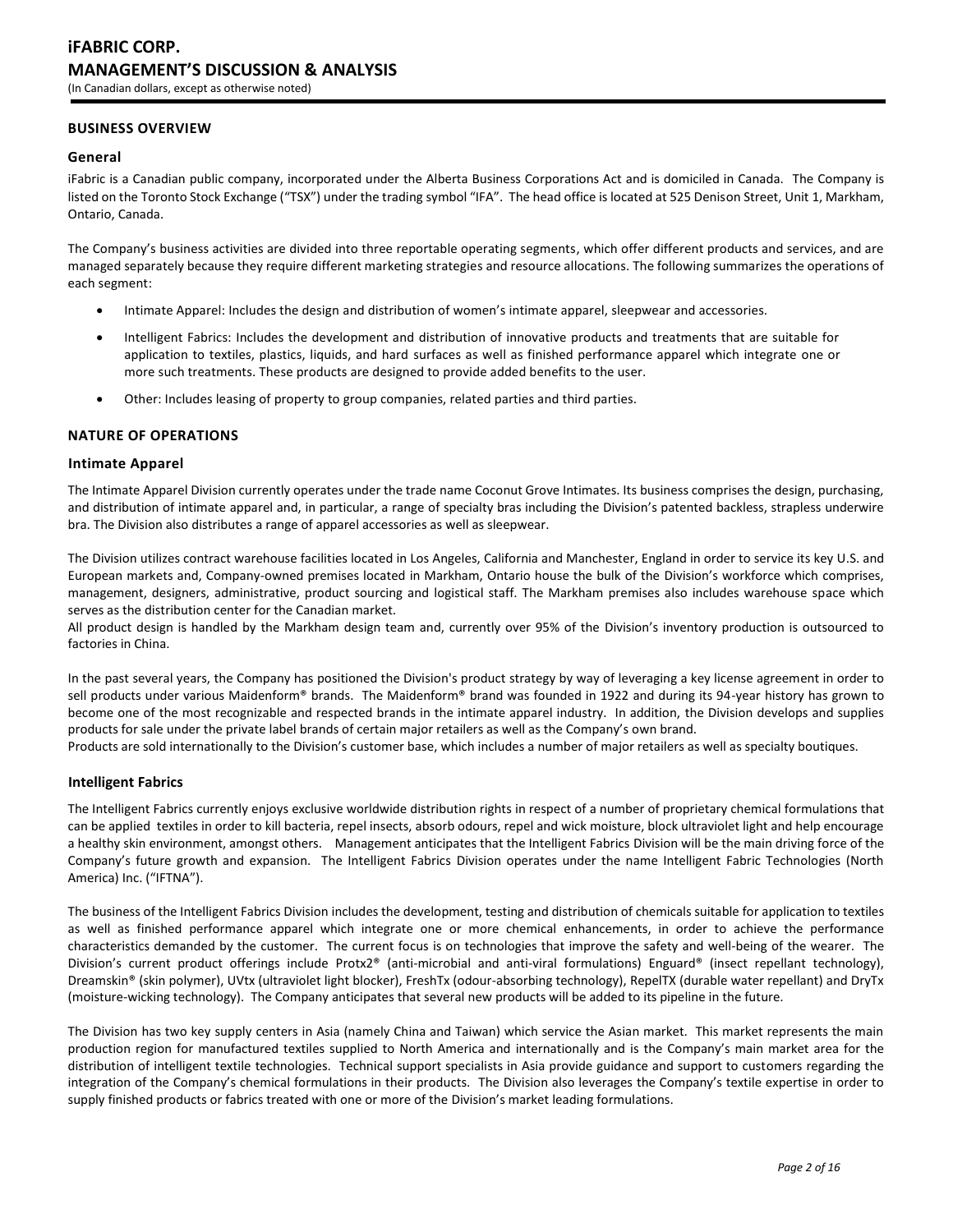## BUSINESS OVERVIEW

### General

iFabric is a Canadian public company, incorporated under the Alberta Business Corporations Act and is domiciled in Canada. The Company is listed on the Toronto Stock Exchange ("TSX") under the trading symbol "IFA". The head office is located at 525 Denison Street, Unit 1, Markham, Ontario, Canada.

The Company's business activities are divided into three reportable operating segments, which offer different products and services, and are managed separately because they require different marketing strategies and resource allocations. The following summarizes the operations of each segment:

- Intimate Apparel: Includes the design and distribution of women's intimate apparel, sleepwear and accessories.
- Intelligent Fabrics: Includes the development and distribution of innovative products and treatments that are suitable for application to textiles, plastics, liquids, and hard surfaces as well as finished performance apparel which integrate one or more such treatments. These products are designed to provide added benefits to the user.
- Other: Includes leasing of property to group companies, related parties and third parties.

## NATURE OF OPERATIONS

### Intimate Apparel

The Intimate Apparel Division currently operates under the trade name Coconut Grove Intimates. Its business comprises the design, purchasing, and distribution of intimate apparel and, in particular, a range of specialty bras including the Division's patented backless, strapless underwire bra. The Division also distributes a range of apparel accessories as well as sleepwear.

The Division utilizes contract warehouse facilities located in Los Angeles, California and Manchester, England in order to service its key U.S. and European markets and, Company-owned premises located in Markham, Ontario house the bulk of the Division's workforce which comprises, management, designers, administrative, product sourcing and logistical staff. The Markham premises also includes warehouse space which serves as the distribution center for the Canadian market.

All product design is handled by the Markham design team and, currently over 95% of the Division's inventory production is outsourced to factories in China.

In the past several years, the Company has positioned the Division's product strategy by way of leveraging a key license agreement in order to sell products under various Maidenform® brands. The Maidenform® brand was founded in 1922 and during its 94-year history has grown to become one of the most recognizable and respected brands in the intimate apparel industry. In addition, the Division develops and supplies products for sale under the private label brands of certain major retailers as well as the Company's own brand.

Products are sold internationally to the Division's customer base, which includes a number of major retailers as well as specialty boutiques.

### Intelligent Fabrics

The Intelligent Fabrics currently enjoys exclusive worldwide distribution rights in respect of a number of proprietary chemical formulations that can be applied textiles in order to kill bacteria, repel insects, absorb odours, repel and wick moisture, block ultraviolet light and help encourage a healthy skin environment, amongst others. Management anticipates that the Intelligent Fabrics Division will be the main driving force of the Company's future growth and expansion. The Intelligent Fabrics Division operates under the name Intelligent Fabric Technologies (North America) Inc. ("IFTNA").

The business of the Intelligent Fabrics Division includes the development, testing and distribution of chemicals suitable for application to textiles as well as finished performance apparel which integrate one or more chemical enhancements, in order to achieve the performance characteristics demanded by the customer. The current focus is on technologies that improve the safety and well-being of the wearer. The Division's current product offerings include Protx2® (anti-microbial and anti-viral formulations) Enguard® (insect repellant technology), Dreamskin® (skin polymer), UVtx (ultraviolet light blocker), FreshTx (odour-absorbing technology), RepelTX (durable water repellant) and DryTx (moisture-wicking technology). The Company anticipates that several new products will be added to its pipeline in the future.

The Division has two key supply centers in Asia (namely China and Taiwan) which service the Asian market. This market represents the main production region for manufactured textiles supplied to North America and internationally and is the Company's main market area for the distribution of intelligent textile technologies. Technical support specialists in Asia provide guidance and support to customers regarding the integration of the Company's chemical formulations in their products. The Division also leverages the Company's textile expertise in order to supply finished products or fabrics treated with one or more of the Division's market leading formulations.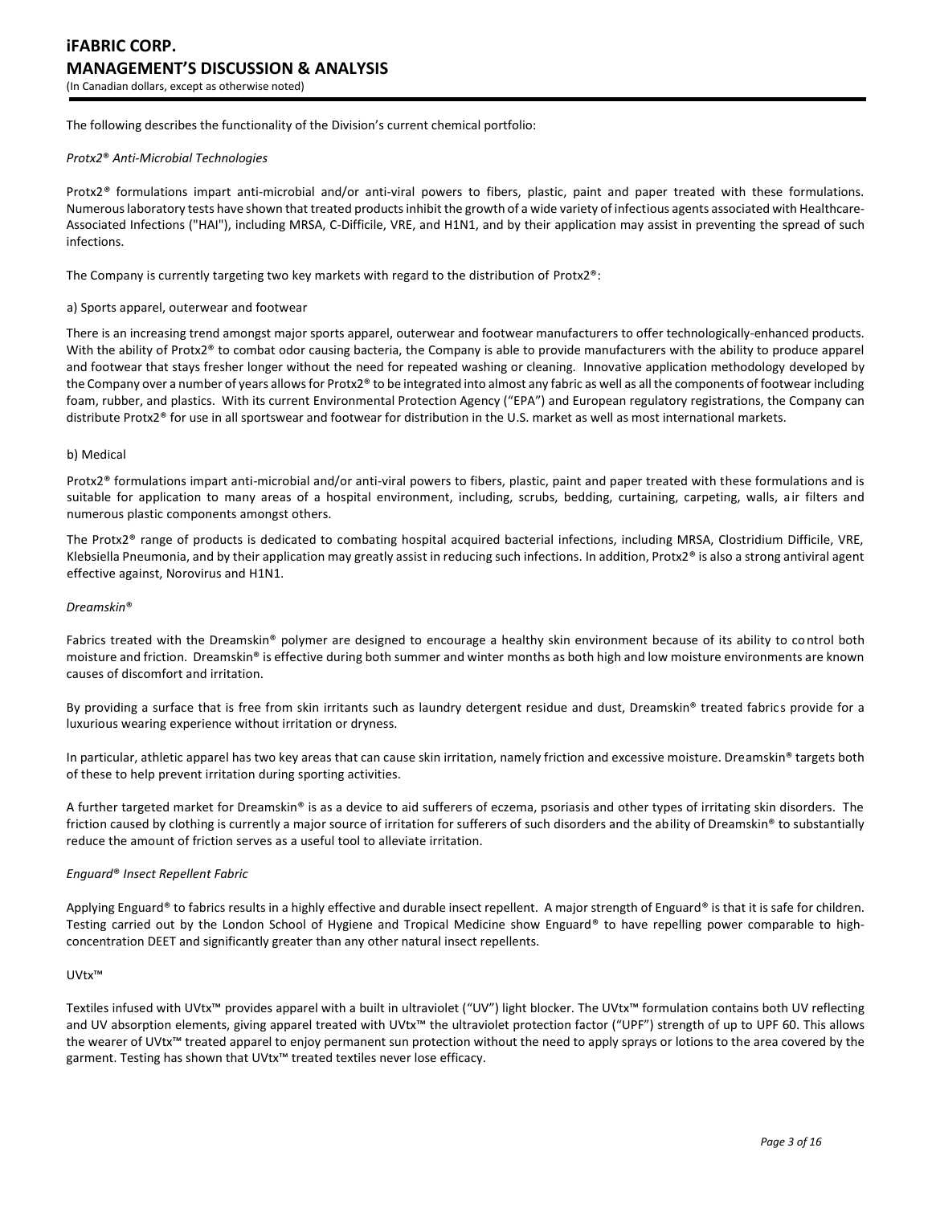The following describes the functionality of the Division's current chemical portfolio:

*Protx2® Anti-Microbial Technologies*

Protx2® formulations impart anti-microbial and/or anti-viral powers to fibers, plastic, paint and paper treated with these formulations. Numerous laboratory tests have shown that treated products inhibit the growth of a wide variety of infectious agents associated with Healthcare-Associated Infections ("HAI"), including MRSA, C-Difficile, VRE, and H1N1, and by their application may assist in preventing the spread of such infections.

The Company is currently targeting two key markets with regard to the distribution of Protx2®:

a) Sports apparel, outerwear and footwear

There is an increasing trend amongst major sports apparel, outerwear and footwear manufacturers to offer technologically-enhanced products. With the ability of Protx2® to combat odor causing bacteria, the Company is able to provide manufacturers with the ability to produce apparel and footwear that stays fresher longer without the need for repeated washing or cleaning. Innovative application methodology developed by the Company over a number of years allows for Protx2® to be integrated into almost any fabric as well as all the components of footwear including foam, rubber, and plastics. With its current Environmental Protection Agency ("EPA") and European regulatory registrations, the Company can distribute Protx2® for use in all sportswear and footwear for distribution in the U.S. market as well as most international markets.

b) Medical

Protx2® formulations impart anti-microbial and/or anti-viral powers to fibers, plastic, paint and paper treated with these formulations and is suitable for application to many areas of a hospital environment, including, scrubs, bedding, curtaining, carpeting, walls, air filters and numerous plastic components amongst others.

The Protx2® range of products is dedicated to combating hospital acquired bacterial infections, including MRSA, Clostridium Difficile, VRE, Klebsiella Pneumonia, and by their application may greatly assist in reducing such infections. In addition, Protx2® is also a strong antiviral agent effective against, Norovirus and H1N1.

*Dreamskin®*

Fabrics treated with the Dreamskin® polymer are designed to encourage a healthy skin environment because of its ability to control both moisture and friction. Dreamskin® is effective during both summer and winter months as both high and low moisture environments are known causes of discomfort and irritation.

By providing a surface that is free from skin irritants such as laundry detergent residue and dust, Dreamskin® treated fabrics provide for a luxurious wearing experience without irritation or dryness.

In particular, athletic apparel has two key areas that can cause skin irritation, namely friction and excessive moisture. Dreamskin® targets both of these to help prevent irritation during sporting activities.

A further targeted market for Dreamskin® is as a device to aid sufferers of eczema, psoriasis and other types of irritating skin disorders. The friction caused by clothing is currently a major source of irritation for sufferers of such disorders and the ability of Dreamskin® to substantially reduce the amount of friction serves as a useful tool to alleviate irritation.

*Enguard® Insect Repellent Fabric*

Applying Enguard® to fabrics results in a highly effective and durable insect repellent. A major strength of Enguard® is that it is safe for children. Testing carried out by the London School of Hygiene and Tropical Medicine show Enguard® to have repelling power comparable to high-concentration DEET and significantly greater than any other natural insect repellents.

UVtx™

Textiles infused with UVtx™ provides apparel with a built in ultraviolet ("UV") light blocker. The UVtx™ formulation contains both UV reflecting and UV absorption elements, giving apparel treated with UVtx™ the ultraviolet protection factor ("UPF") strength of up to UPF 60. This allows the wearer of UVtx™ treated apparel to enjoy permanent sun protection without the need to apply sprays or lotions to the area covered by the garment. Testing has shown that UVtx™ treated textiles never lose efficacy.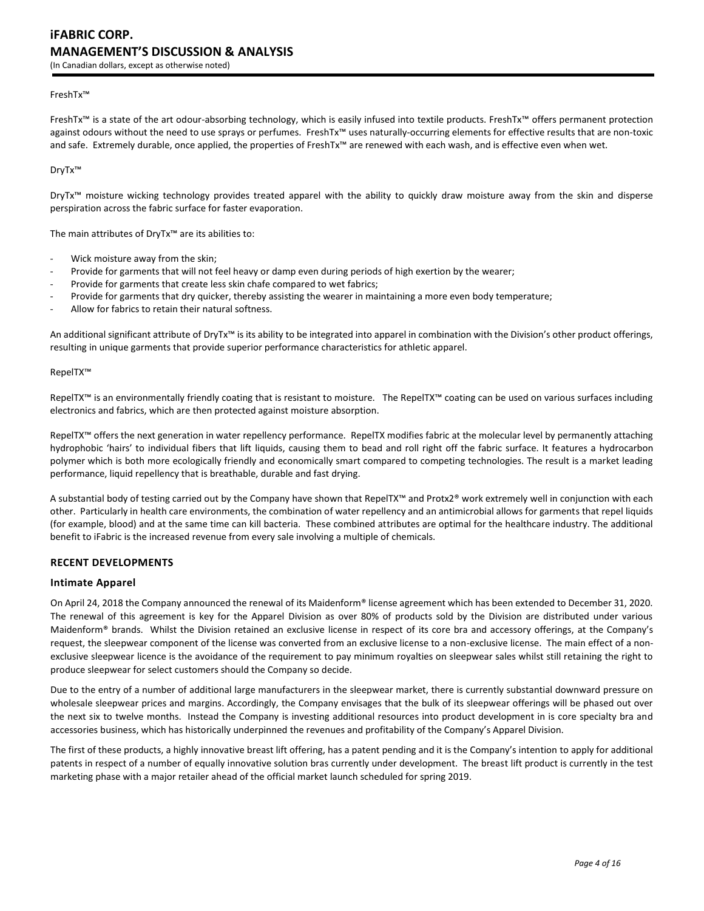FreshTx™

FreshTx™ is a state of the art odour-absorbing technology, which is easily infused into textile products. FreshTx™ offers permanent protection against odours without the need to use sprays or perfumes. FreshTx™ uses naturally-occurring elements for effective results that are non-toxic and safe. Extremely durable, once applied, the properties of FreshTx™ are renewed with each wash, and is effective even when wet.

DryTx™

DryTx™ moisture wicking technology provides treated apparel with the ability to quickly draw moisture away from the skin and disperse perspiration across the fabric surface for faster evaporation.

The main attributes of DryTx™ are its abilities to:

- Wick moisture away from the skin;
- Provide for garments that will not feel heavy or damp even during periods of high exertion by the wearer;
- Provide for garments that create less skin chafe compared to wet fabrics;
- Provide for garments that dry quicker, thereby assisting the wearer in maintaining a more even body temperature;
- Allow for fabrics to retain their natural softness.

An additional significant attribute of DryTx™ is its ability to be integrated into apparel in combination with the Division's other product offerings, resulting in unique garments that provide superior performance characteristics for athletic apparel.

RepelTX™

RepelTX™ is an environmentally friendly coating that is resistant to moisture. The RepelTX™ coating can be used on various surfaces including electronics and fabrics, which are then protected against moisture absorption.

RepelTX™ offers the next generation in water repellency performance. RepelTX modifies fabric at the molecular level by permanently attaching hydrophobic 'hairs' to individual fibers that lift liquids, causing them to bead and roll right off the fabric surface. It features a hydrocarbon polymer which is both more ecologically friendly and economically smart compared to competing technologies. The result is a market leading performance, liquid repellency that is breathable, durable and fast drying.

A substantial body of testing carried out by the Company have shown that RepelTX™ and Protx2® work extremely well in conjunction with each other. Particularly in health care environments, the combination of water repellency and an antimicrobial allows for garments that repel liquids (for example, blood) and at the same time can kill bacteria. These combined attributes are optimal for the healthcare industry. The additional benefit to iFabric is the increased revenue from every sale involving a multiple of chemicals.

## RECENT DEVELOPMENTS

### Intimate Apparel

On April 24, 2018 the Company announced the renewal of its Maidenform® license agreement which has been extended to December 31, 2020. The renewal of this agreement is key for the Apparel Division as over 80% of products sold by the Division are distributed under various Maidenform® brands. Whilst the Division retained an exclusive license in respect of its core bra and accessory offerings, at the Company's request, the sleepwear component of the license was converted from an exclusive license to a non-exclusive license. The main effect of a non-exclusive sleepwear licence is the avoidance of the requirement to pay minimum royalties on sleepwear sales whilst still retaining the right to produce sleepwear for select customers should the Company so decide.

Due to the entry of a number of additional large manufacturers in the sleepwear market, there is currently substantial downward pressure on wholesale sleepwear prices and margins. Accordingly, the Company envisages that the bulk of its sleepwear offerings will be phased out over the next six to twelve months. Instead the Company is investing additional resources into product development in is core specialty bra and accessories business, which has historically underpinned the revenues and profitability of the Company's Apparel Division.

The first of these products, a highly innovative breast lift offering, has a patent pending and it is the Company's intention to apply for additional patents in respect of a number of equally innovative solution bras currently under development. The breast lift product is currently in the test marketing phase with a major retailer ahead of the official market launch scheduled for spring 2019.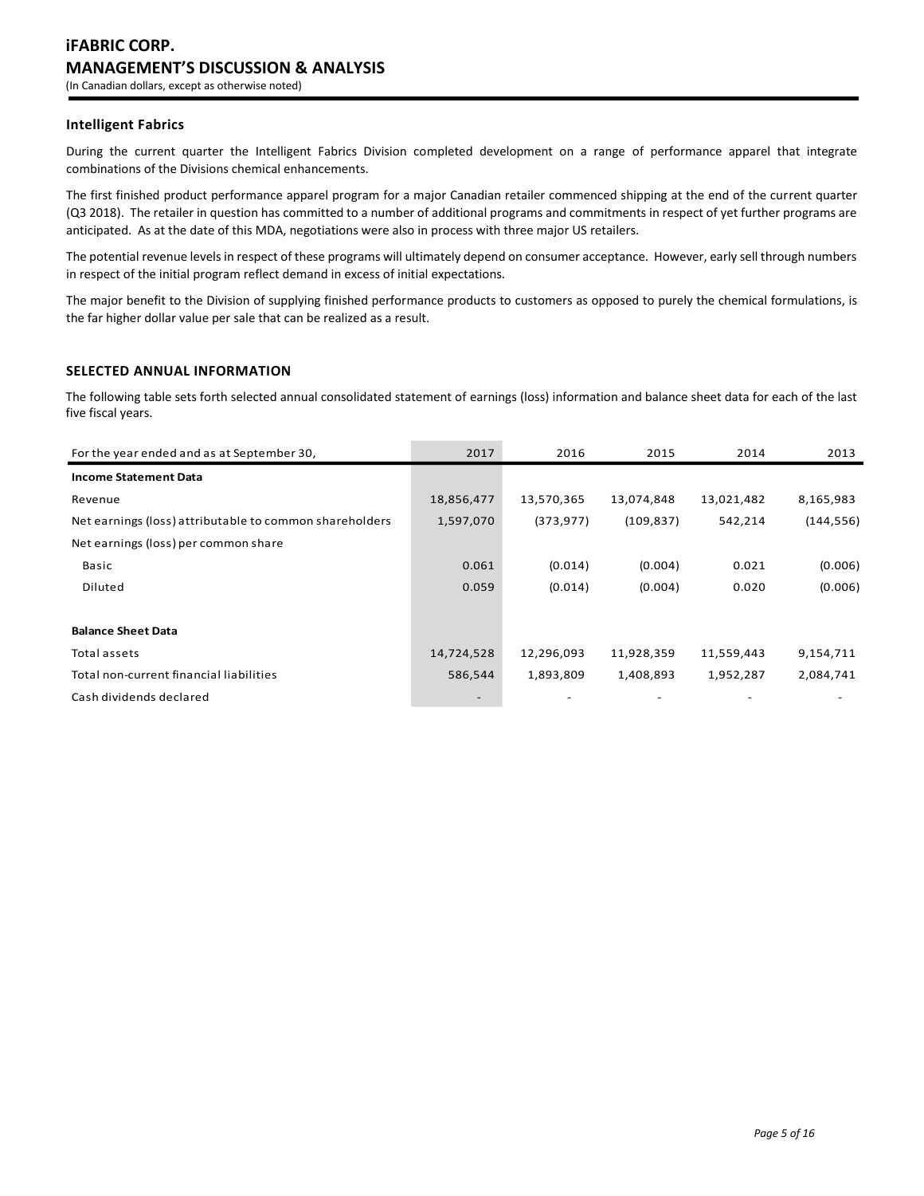### Intelligent Fabrics

During the current quarter the Intelligent Fabrics Division completed development on a range of performance apparel that integrate combinations of the Divisions chemical enhancements.

The first finished product performance apparel program for a major Canadian retailer commenced shipping at the end of the current quarter (Q3 2018). The retailer in question has committed to a number of additional programs and commitments in respect of yet further programs are anticipated. As at the date of this MDA, negotiations were also in process with three major US retailers.

The potential revenue levels in respect of these programs will ultimately depend on consumer acceptance. However, early sell through numbers in respect of the initial program reflect demand in excess of initial expectations.

The major benefit to the Division of supplying finished performance products to customers as opposed to purely the chemical formulations, is the far higher dollar value per sale that can be realized as a result.

## SELECTED ANNUAL INFORMATION

The following table sets forth selected annual consolidated statement of earnings (loss) information and balance sheet data for each of the last five fiscal years.

| For the year ended and as at September 30, | 2017 | 2016 | 2015 | 2014 | 2013 |
|---|---|---|---|---|---|
| **Income Statement Data** | | | | | |
| Revenue | 18,856,477 | 13,570,365 | 13,074,848 | 13,021,482 | 8,165,983 |
| Net earnings (loss) attributable to common shareholders | 1,597,070 | (373,977) | (109,837) | 542,214 | (144,556) |
| Net earnings (loss) per common share | | | | | |
| Basic | 0.061 | (0.014) | (0.004) | 0.021 | (0.006) |
| Diluted | 0.059 | (0.014) | (0.004) | 0.020 | (0.006) |
| | | | | | |
| **Balance Sheet Data** | | | | | |
| Total assets | 14,724,528 | 12,296,093 | 11,928,359 | 11,559,443 | 9,154,711 |
| Total non-current financial liabilities | 586,544 | 1,893,809 | 1,408,893 | 1,952,287 | 2,084,741 |
| Cash dividends declared | - | - | - | - | - |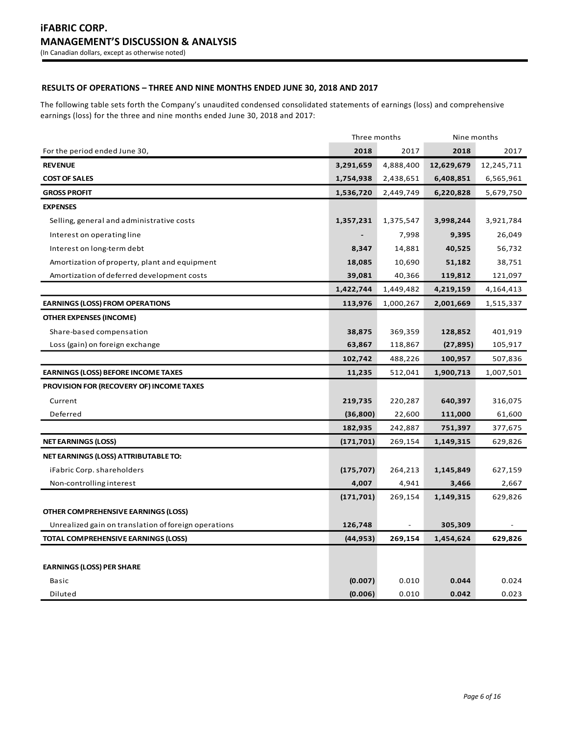# iFABRIC CORP.
## MANAGEMENT'S DISCUSSION & ANALYSIS
(In Canadian dollars, except as otherwise noted)

### RESULTS OF OPERATIONS – THREE AND NINE MONTHS ENDED JUNE 30, 2018 AND 2017

The following table sets forth the Company's unaudited condensed consolidated statements of earnings (loss) and comprehensive earnings (loss) for the three and nine months ended June 30, 2018 and 2017:

| | Three months | | Nine months | |
|---|---|---|---|---|
| For the period ended June 30, | **2018** | 2017 | **2018** | 2017 |
| **REVENUE** | **3,291,659** | 4,888,400 | **12,629,679** | 12,245,711 |
| **COST OF SALES** | **1,754,938** | 2,438,651 | **6,408,851** | 6,565,961 |
| **GROSS PROFIT** | **1,536,720** | 2,449,749 | **6,220,828** | 5,679,750 |
| **EXPENSES** | | | | |
| Selling, general and administrative costs | **1,357,231** | 1,375,547 | **3,998,244** | 3,921,784 |
| Interest on operating line | **-** | 7,998 | **9,395** | 26,049 |
| Interest on long-term debt | **8,347** | 14,881 | **40,525** | 56,732 |
| Amortization of property, plant and equipment | **18,085** | 10,690 | **51,182** | 38,751 |
| Amortization of deferred development costs | **39,081** | 40,366 | **119,812** | 121,097 |
| | **1,422,744** | 1,449,482 | **4,219,159** | 4,164,413 |
| **EARNINGS (LOSS) FROM OPERATIONS** | **113,976** | 1,000,267 | **2,001,669** | 1,515,337 |
| **OTHER EXPENSES (INCOME)** | | | | |
| Share-based compensation | **38,875** | 369,359 | **128,852** | 401,919 |
| Loss (gain) on foreign exchange | **63,867** | 118,867 | **(27,895)** | 105,917 |
| | **102,742** | 488,226 | **100,957** | 507,836 |
| **EARNINGS (LOSS) BEFORE INCOME TAXES** | **11,235** | 512,041 | **1,900,713** | 1,007,501 |
| **PROVISION FOR (RECOVERY OF) INCOME TAXES** | | | | |
| Current | **219,735** | 220,287 | **640,397** | 316,075 |
| Deferred | **(36,800)** | 22,600 | **111,000** | 61,600 |
| | **182,935** | 242,887 | **751,397** | 377,675 |
| **NET EARNINGS (LOSS)** | **(171,701)** | 269,154 | **1,149,315** | 629,826 |
| **NET EARNINGS (LOSS) ATTRIBUTABLE TO:** | | | | |
| iFabric Corp. shareholders | **(175,707)** | 264,213 | **1,145,849** | 627,159 |
| Non-controlling interest | **4,007** | 4,941 | **3,466** | 2,667 |
| | **(171,701)** | 269,154 | **1,149,315** | 629,826 |
| **OTHER COMPREHENSIVE EARNINGS (LOSS)** | | | | |
| Unrealized gain on translation of foreign operations | **126,748** | - | **305,309** | - |
| **TOTAL COMPREHENSIVE EARNINGS (LOSS)** | **(44,953)** | **269,154** | **1,454,624** | **629,826** |
| | | | | |
| **EARNINGS (LOSS) PER SHARE** | | | | |
| Basic | **(0.007)** | 0.010 | **0.044** | 0.024 |
| Diluted | **(0.006)** | 0.010 | **0.042** | 0.023 |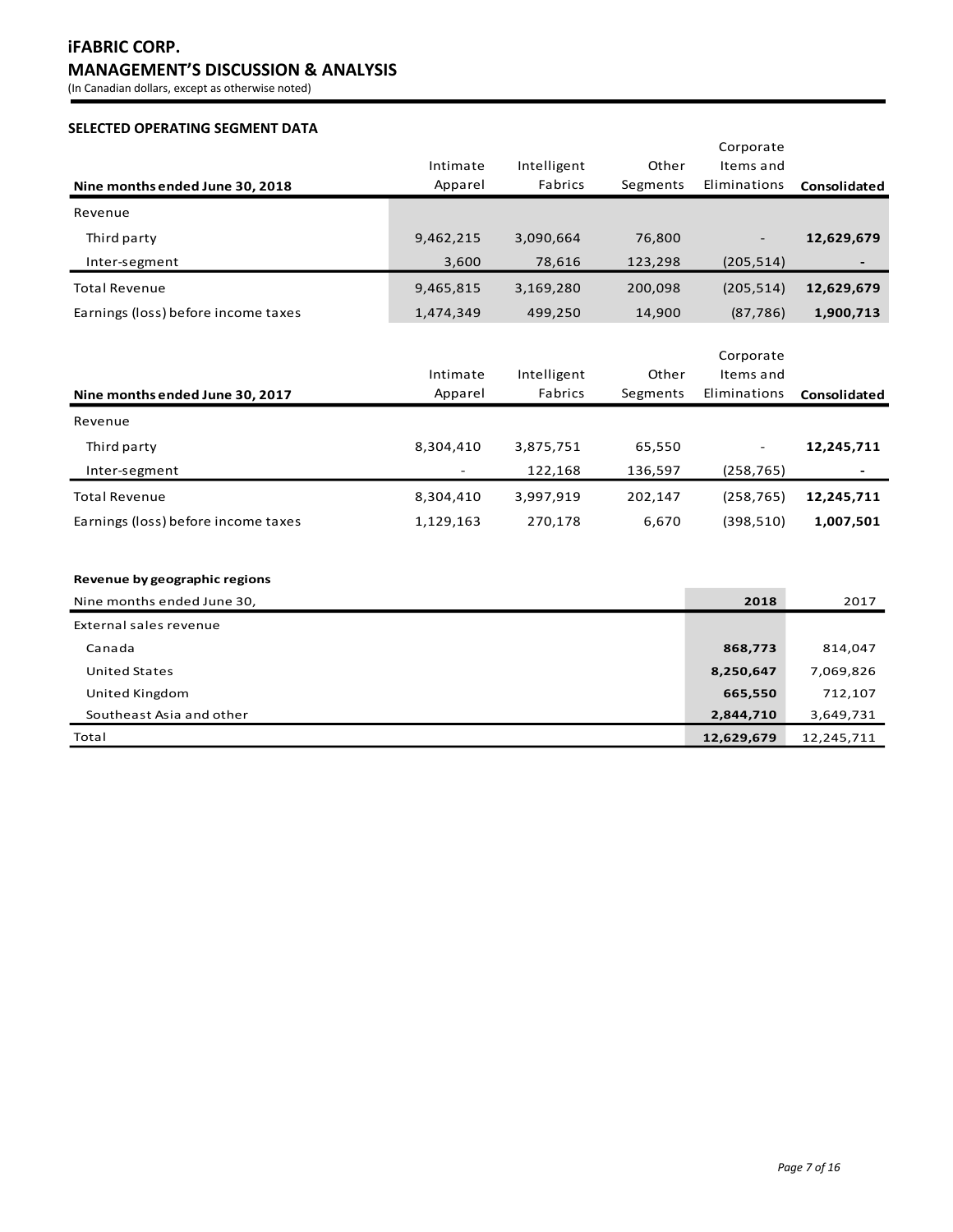## SELECTED OPERATING SEGMENT DATA

| Nine months ended June 30, 2018 | Intimate Apparel | Intelligent Fabrics | Other Segments | Corporate Items and Eliminations | **Consolidated** |
|---|---|---|---|---|---|
| Revenue | | | | | |
| Third party | 9,462,215 | 3,090,664 | 76,800 | - | **12,629,679** |
| Inter-segment | 3,600 | 78,616 | 123,298 | (205,514) | **-** |
| Total Revenue | 9,465,815 | 3,169,280 | 200,098 | (205,514) | **12,629,679** |
| Earnings (loss) before income taxes | 1,474,349 | 499,250 | 14,900 | (87,786) | **1,900,713** |

| Nine months ended June 30, 2017 | Intimate Apparel | Intelligent Fabrics | Other Segments | Corporate Items and Eliminations | **Consolidated** |
|---|---|---|---|---|---|
| Revenue | | | | | |
| Third party | 8,304,410 | 3,875,751 | 65,550 | - | **12,245,711** |
| Inter-segment | - | 122,168 | 136,597 | (258,765) | **-** |
| Total Revenue | 8,304,410 | 3,997,919 | 202,147 | (258,765) | **12,245,711** |
| Earnings (loss) before income taxes | 1,129,163 | 270,178 | 6,670 | (398,510) | **1,007,501** |

**Revenue by geographic regions**

| Nine months ended June 30, | **2018** | 2017 |
|---|---|---|
| External sales revenue | | |
| Canada | **868,773** | 814,047 |
| United States | **8,250,647** | 7,069,826 |
| United Kingdom | **665,550** | 712,107 |
| Southeast Asia and other | **2,844,710** | 3,649,731 |
| Total | **12,629,679** | 12,245,711 |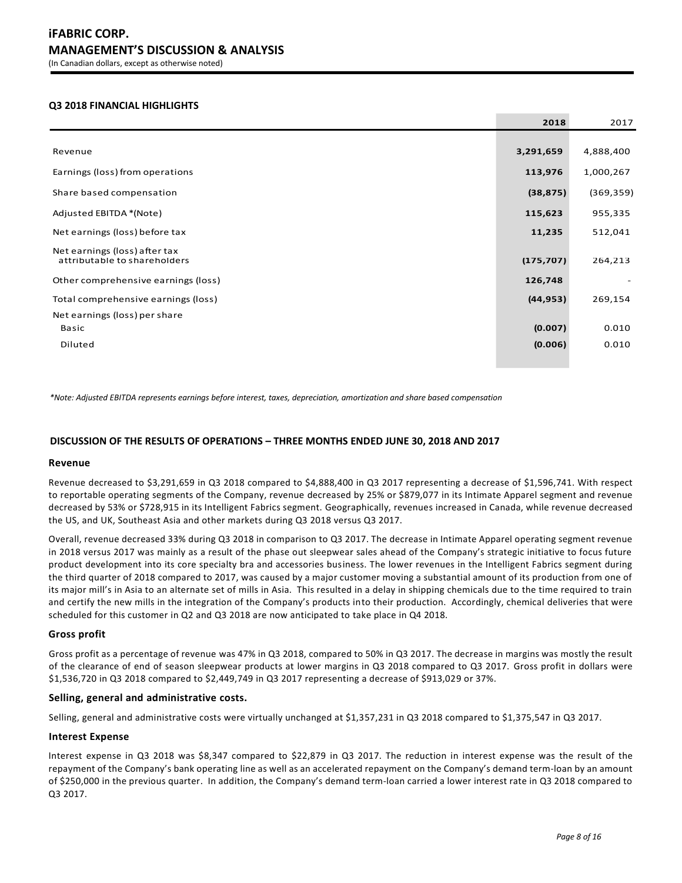## Q3 2018 FINANCIAL HIGHLIGHTS

| | 2018 | 2017 |
|---|---|---|
| Revenue | **3,291,659** | 4,888,400 |
| Earnings (loss) from operations | **113,976** | 1,000,267 |
| Share based compensation | **(38,875)** | (369,359) |
| Adjusted EBITDA *(Note) | **115,623** | 955,335 |
| Net earnings (loss) before tax | **11,235** | 512,041 |
| Net earnings (loss) after tax attributable to shareholders | **(175,707)** | 264,213 |
| Other comprehensive earnings (loss) | **126,748** | - |
| Total comprehensive earnings (loss) | **(44,953)** | 269,154 |
| Net earnings (loss) per share | | |
| Basic | **(0.007)** | 0.010 |
| Diluted | **(0.006)** | 0.010 |

*\*Note: Adjusted EBITDA represents earnings before interest, taxes, depreciation, amortization and share based compensation*

## DISCUSSION OF THE RESULTS OF OPERATIONS – THREE MONTHS ENDED JUNE 30, 2018 AND 2017

### Revenue

Revenue decreased to $3,291,659 in Q3 2018 compared to $4,888,400 in Q3 2017 representing a decrease of $1,596,741. With respect to reportable operating segments of the Company, revenue decreased by 25% or $879,077 in its Intimate Apparel segment and revenue decreased by 53% or $728,915 in its Intelligent Fabrics segment. Geographically, revenues increased in Canada, while revenue decreased the US, and UK, Southeast Asia and other markets during Q3 2018 versus Q3 2017.

Overall, revenue decreased 33% during Q3 2018 in comparison to Q3 2017. The decrease in Intimate Apparel operating segment revenue in 2018 versus 2017 was mainly as a result of the phase out sleepwear sales ahead of the Company's strategic initiative to focus future product development into its core specialty bra and accessories business. The lower revenues in the Intelligent Fabrics segment during the third quarter of 2018 compared to 2017, was caused by a major customer moving a substantial amount of its production from one of its major mill's in Asia to an alternate set of mills in Asia. This resulted in a delay in shipping chemicals due to the time required to train and certify the new mills in the integration of the Company's products into their production. Accordingly, chemical deliveries that were scheduled for this customer in Q2 and Q3 2018 are now anticipated to take place in Q4 2018.

### Gross profit

Gross profit as a percentage of revenue was 47% in Q3 2018, compared to 50% in Q3 2017. The decrease in margins was mostly the result of the clearance of end of season sleepwear products at lower margins in Q3 2018 compared to Q3 2017. Gross profit in dollars were $1,536,720 in Q3 2018 compared to $2,449,749 in Q3 2017 representing a decrease of $913,029 or 37%.

### Selling, general and administrative costs.

Selling, general and administrative costs were virtually unchanged at $1,357,231 in Q3 2018 compared to $1,375,547 in Q3 2017.

### Interest Expense

Interest expense in Q3 2018 was $8,347 compared to $22,879 in Q3 2017. The reduction in interest expense was the result of the repayment of the Company's bank operating line as well as an accelerated repayment on the Company's demand term-loan by an amount of $250,000 in the previous quarter. In addition, the Company's demand term-loan carried a lower interest rate in Q3 2018 compared to Q3 2017.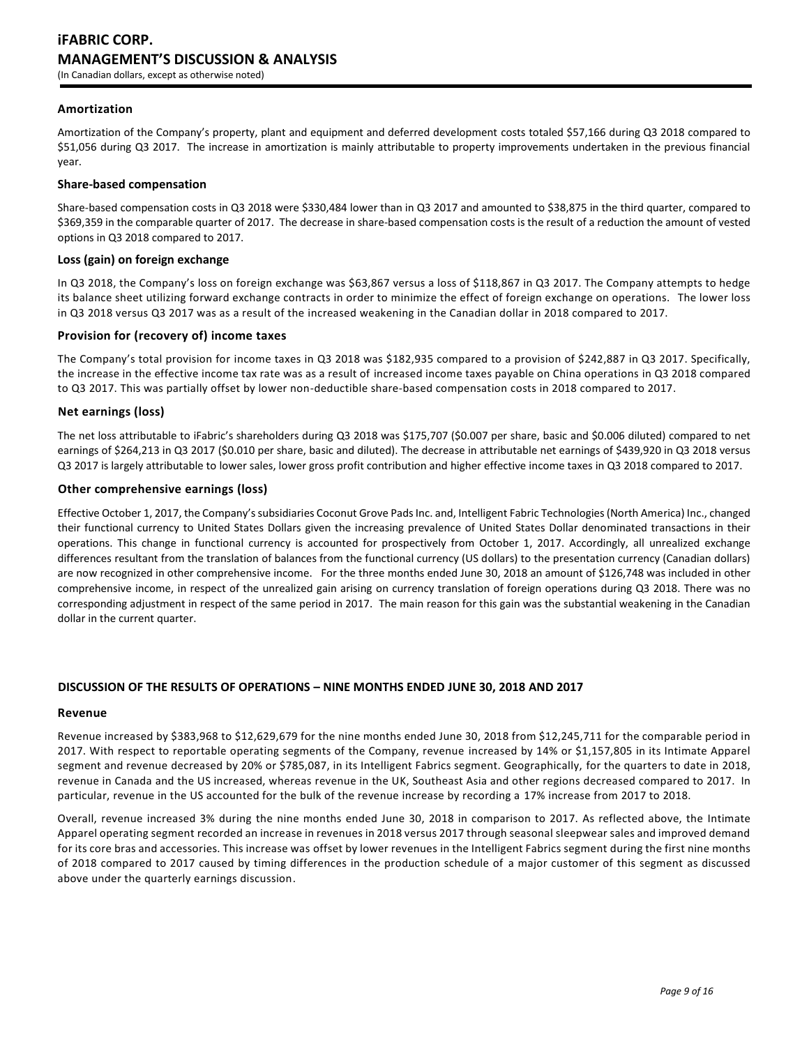### Amortization

Amortization of the Company's property, plant and equipment and deferred development costs totaled $57,166 during Q3 2018 compared to $51,056 during Q3 2017. The increase in amortization is mainly attributable to property improvements undertaken in the previous financial year.

### Share-based compensation

Share-based compensation costs in Q3 2018 were $330,484 lower than in Q3 2017 and amounted to $38,875 in the third quarter, compared to $369,359 in the comparable quarter of 2017. The decrease in share-based compensation costs is the result of a reduction the amount of vested options in Q3 2018 compared to 2017.

### Loss (gain) on foreign exchange

In Q3 2018, the Company's loss on foreign exchange was $63,867 versus a loss of $118,867 in Q3 2017. The Company attempts to hedge its balance sheet utilizing forward exchange contracts in order to minimize the effect of foreign exchange on operations. The lower loss in Q3 2018 versus Q3 2017 was as a result of the increased weakening in the Canadian dollar in 2018 compared to 2017.

### Provision for (recovery of) income taxes

The Company's total provision for income taxes in Q3 2018 was $182,935 compared to a provision of $242,887 in Q3 2017. Specifically, the increase in the effective income tax rate was as a result of increased income taxes payable on China operations in Q3 2018 compared to Q3 2017. This was partially offset by lower non-deductible share-based compensation costs in 2018 compared to 2017.

### Net earnings (loss)

The net loss attributable to iFabric's shareholders during Q3 2018 was $175,707 ($0.007 per share, basic and $0.006 diluted) compared to net earnings of $264,213 in Q3 2017 ($0.010 per share, basic and diluted). The decrease in attributable net earnings of $439,920 in Q3 2018 versus Q3 2017 is largely attributable to lower sales, lower gross profit contribution and higher effective income taxes in Q3 2018 compared to 2017.

### Other comprehensive earnings (loss)

Effective October 1, 2017, the Company's subsidiaries Coconut Grove Pads Inc. and, Intelligent Fabric Technologies (North America) Inc., changed their functional currency to United States Dollars given the increasing prevalence of United States Dollar denominated transactions in their operations. This change in functional currency is accounted for prospectively from October 1, 2017. Accordingly, all unrealized exchange differences resultant from the translation of balances from the functional currency (US dollars) to the presentation currency (Canadian dollars) are now recognized in other comprehensive income. For the three months ended June 30, 2018 an amount of $126,748 was included in other comprehensive income, in respect of the unrealized gain arising on currency translation of foreign operations during Q3 2018. There was no corresponding adjustment in respect of the same period in 2017. The main reason for this gain was the substantial weakening in the Canadian dollar in the current quarter.

## DISCUSSION OF THE RESULTS OF OPERATIONS – NINE MONTHS ENDED JUNE 30, 2018 AND 2017

### Revenue

Revenue increased by $383,968 to $12,629,679 for the nine months ended June 30, 2018 from $12,245,711 for the comparable period in 2017. With respect to reportable operating segments of the Company, revenue increased by 14% or $1,157,805 in its Intimate Apparel segment and revenue decreased by 20% or $785,087, in its Intelligent Fabrics segment. Geographically, for the quarters to date in 2018, revenue in Canada and the US increased, whereas revenue in the UK, Southeast Asia and other regions decreased compared to 2017. In particular, revenue in the US accounted for the bulk of the revenue increase by recording a 17% increase from 2017 to 2018.

Overall, revenue increased 3% during the nine months ended June 30, 2018 in comparison to 2017. As reflected above, the Intimate Apparel operating segment recorded an increase in revenues in 2018 versus 2017 through seasonal sleepwear sales and improved demand for its core bras and accessories. This increase was offset by lower revenues in the Intelligent Fabrics segment during the first nine months of 2018 compared to 2017 caused by timing differences in the production schedule of a major customer of this segment as discussed above under the quarterly earnings discussion.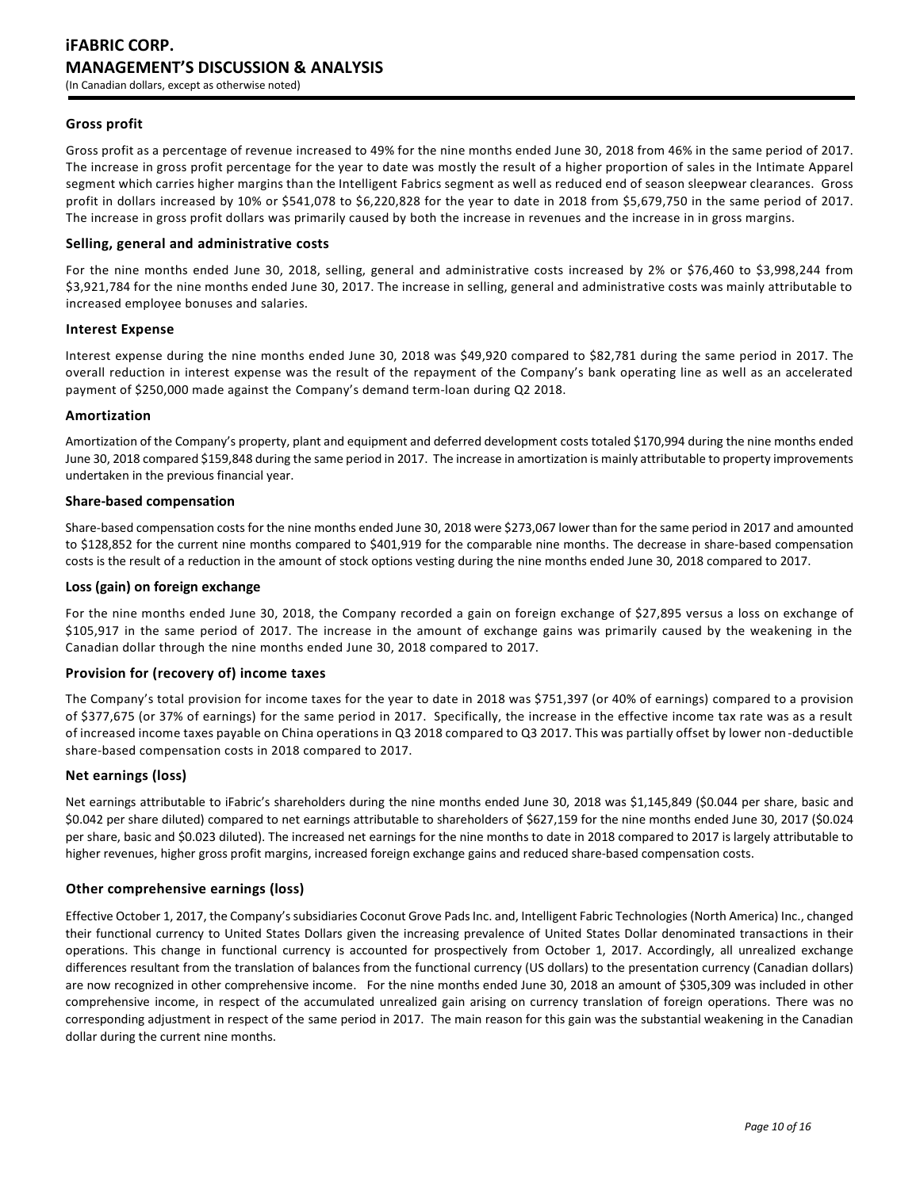### Gross profit

Gross profit as a percentage of revenue increased to 49% for the nine months ended June 30, 2018 from 46% in the same period of 2017. The increase in gross profit percentage for the year to date was mostly the result of a higher proportion of sales in the Intimate Apparel segment which carries higher margins than the Intelligent Fabrics segment as well as reduced end of season sleepwear clearances. Gross profit in dollars increased by 10% or $541,078 to $6,220,828 for the year to date in 2018 from $5,679,750 in the same period of 2017. The increase in gross profit dollars was primarily caused by both the increase in revenues and the increase in in gross margins.

### Selling, general and administrative costs

For the nine months ended June 30, 2018, selling, general and administrative costs increased by 2% or $76,460 to $3,998,244 from $3,921,784 for the nine months ended June 30, 2017. The increase in selling, general and administrative costs was mainly attributable to increased employee bonuses and salaries.

### Interest Expense

Interest expense during the nine months ended June 30, 2018 was $49,920 compared to $82,781 during the same period in 2017. The overall reduction in interest expense was the result of the repayment of the Company's bank operating line as well as an accelerated payment of $250,000 made against the Company's demand term-loan during Q2 2018.

### Amortization

Amortization of the Company's property, plant and equipment and deferred development costs totaled $170,994 during the nine months ended June 30, 2018 compared $159,848 during the same period in 2017. The increase in amortization is mainly attributable to property improvements undertaken in the previous financial year.

### Share-based compensation

Share-based compensation costs for the nine months ended June 30, 2018 were $273,067 lower than for the same period in 2017 and amounted to $128,852 for the current nine months compared to $401,919 for the comparable nine months. The decrease in share-based compensation costs is the result of a reduction in the amount of stock options vesting during the nine months ended June 30, 2018 compared to 2017.

### Loss (gain) on foreign exchange

For the nine months ended June 30, 2018, the Company recorded a gain on foreign exchange of $27,895 versus a loss on exchange of $105,917 in the same period of 2017. The increase in the amount of exchange gains was primarily caused by the weakening in the Canadian dollar through the nine months ended June 30, 2018 compared to 2017.

### Provision for (recovery of) income taxes

The Company's total provision for income taxes for the year to date in 2018 was $751,397 (or 40% of earnings) compared to a provision of $377,675 (or 37% of earnings) for the same period in 2017. Specifically, the increase in the effective income tax rate was as a result of increased income taxes payable on China operations in Q3 2018 compared to Q3 2017. This was partially offset by lower non-deductible share-based compensation costs in 2018 compared to 2017.

### Net earnings (loss)

Net earnings attributable to iFabric's shareholders during the nine months ended June 30, 2018 was $1,145,849 ($0.044 per share, basic and $0.042 per share diluted) compared to net earnings attributable to shareholders of $627,159 for the nine months ended June 30, 2017 ($0.024 per share, basic and $0.023 diluted). The increased net earnings for the nine months to date in 2018 compared to 2017 is largely attributable to higher revenues, higher gross profit margins, increased foreign exchange gains and reduced share-based compensation costs.

### Other comprehensive earnings (loss)

Effective October 1, 2017, the Company's subsidiaries Coconut Grove Pads Inc. and, Intelligent Fabric Technologies (North America) Inc., changed their functional currency to United States Dollars given the increasing prevalence of United States Dollar denominated transactions in their operations. This change in functional currency is accounted for prospectively from October 1, 2017. Accordingly, all unrealized exchange differences resultant from the translation of balances from the functional currency (US dollars) to the presentation currency (Canadian dollars) are now recognized in other comprehensive income. For the nine months ended June 30, 2018 an amount of $305,309 was included in other comprehensive income, in respect of the accumulated unrealized gain arising on currency translation of foreign operations. There was no corresponding adjustment in respect of the same period in 2017. The main reason for this gain was the substantial weakening in the Canadian dollar during the current nine months.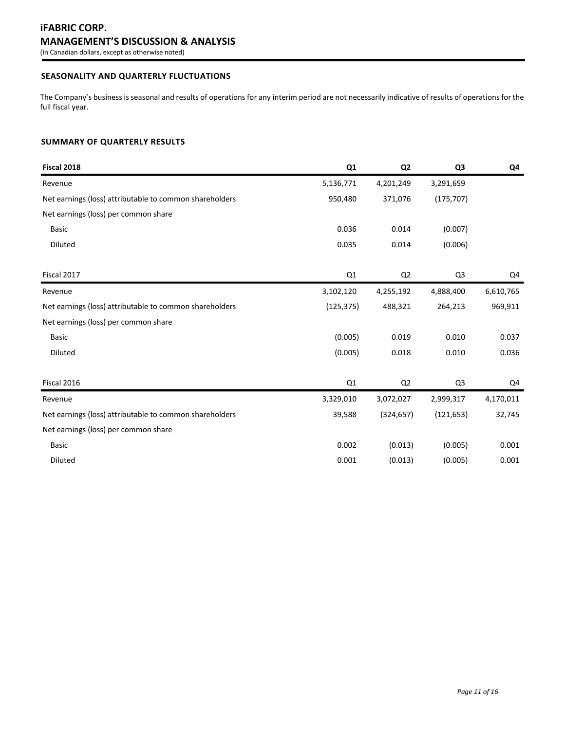## SEASONALITY AND QUARTERLY FLUCTUATIONS

The Company's business is seasonal and results of operations for any interim period are not necessarily indicative of results of operations for the full fiscal year.

## SUMMARY OF QUARTERLY RESULTS

| **Fiscal 2018** | **Q1** | **Q2** | **Q3** | **Q4** |
|---|---|---|---|---|
| Revenue | 5,136,771 | 4,201,249 | 3,291,659 | |
| Net earnings (loss) attributable to common shareholders | 950,480 | 371,076 | (175,707) | |
| Net earnings (loss) per common share | | | | |
| Basic | 0.036 | 0.014 | (0.007) | |
| Diluted | 0.035 | 0.014 | (0.006) | |

| Fiscal 2017 | Q1 | Q2 | Q3 | Q4 |
|---|---|---|---|---|
| Revenue | 3,102,120 | 4,255,192 | 4,888,400 | 6,610,765 |
| Net earnings (loss) attributable to common shareholders | (125,375) | 488,321 | 264,213 | 969,911 |
| Net earnings (loss) per common share | | | | |
| Basic | (0.005) | 0.019 | 0.010 | 0.037 |
| Diluted | (0.005) | 0.018 | 0.010 | 0.036 |

| Fiscal 2016 | Q1 | Q2 | Q3 | Q4 |
|---|---|---|---|---|
| Revenue | 3,329,010 | 3,072,027 | 2,999,317 | 4,170,011 |
| Net earnings (loss) attributable to common shareholders | 39,588 | (324,657) | (121,653) | 32,745 |
| Net earnings (loss) per common share | | | | |
| Basic | 0.002 | (0.013) | (0.005) | 0.001 |
| Diluted | 0.001 | (0.013) | (0.005) | 0.001 |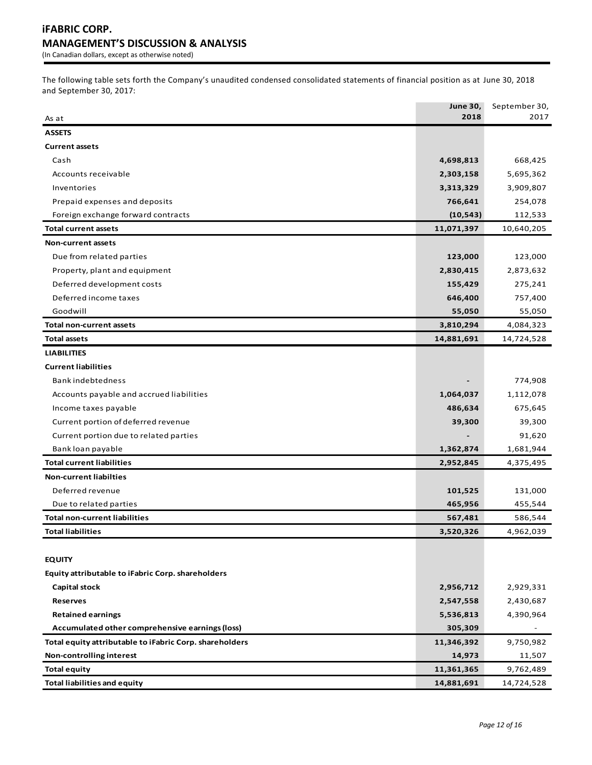# iFABRIC CORP.
## MANAGEMENT'S DISCUSSION & ANALYSIS
(In Canadian dollars, except as otherwise noted)

The following table sets forth the Company's unaudited condensed consolidated statements of financial position as at June 30, 2018 and September 30, 2017:

| As at | June 30, 2018 | September 30, 2017 |
|---|---|---|
| **ASSETS** | | |
| **Current assets** | | |
| Cash | **4,698,813** | 668,425 |
| Accounts receivable | **2,303,158** | 5,695,362 |
| Inventories | **3,313,329** | 3,909,807 |
| Prepaid expenses and deposits | **766,641** | 254,078 |
| Foreign exchange forward contracts | **(10,543)** | 112,533 |
| **Total current assets** | **11,071,397** | 10,640,205 |
| **Non-current assets** | | |
| Due from related parties | **123,000** | 123,000 |
| Property, plant and equipment | **2,830,415** | 2,873,632 |
| Deferred development costs | **155,429** | 275,241 |
| Deferred income taxes | **646,400** | 757,400 |
| Goodwill | **55,050** | 55,050 |
| **Total non-current assets** | **3,810,294** | 4,084,323 |
| **Total assets** | **14,881,691** | 14,724,528 |
| **LIABILITIES** | | |
| **Current liabilities** | | |
| Bank indebtedness | **-** | 774,908 |
| Accounts payable and accrued liabilities | **1,064,037** | 1,112,078 |
| Income taxes payable | **486,634** | 675,645 |
| Current portion of deferred revenue | **39,300** | 39,300 |
| Current portion due to related parties | **-** | 91,620 |
| Bank loan payable | **1,362,874** | 1,681,944 |
| **Total current liabilities** | **2,952,845** | 4,375,495 |
| **Non-current liabilties** | | |
| Deferred revenue | **101,525** | 131,000 |
| Due to related parties | **465,956** | 455,544 |
| **Total non-current liabilities** | **567,481** | 586,544 |
| **Total liabilities** | **3,520,326** | 4,962,039 |
| | | |
| **EQUITY** | | |
| **Equity attributable to iFabric Corp. shareholders** | | |
| **Capital stock** | **2,956,712** | 2,929,331 |
| **Reserves** | **2,547,558** | 2,430,687 |
| **Retained earnings** | **5,536,813** | 4,390,964 |
| **Accumulated other comprehensive earnings (loss)** | **305,309** | - |
| **Total equity attributable to iFabric Corp. shareholders** | **11,346,392** | 9,750,982 |
| **Non-controlling interest** | **14,973** | 11,507 |
| **Total equity** | **11,361,365** | 9,762,489 |
| **Total liabilities and equity** | **14,881,691** | 14,724,528 |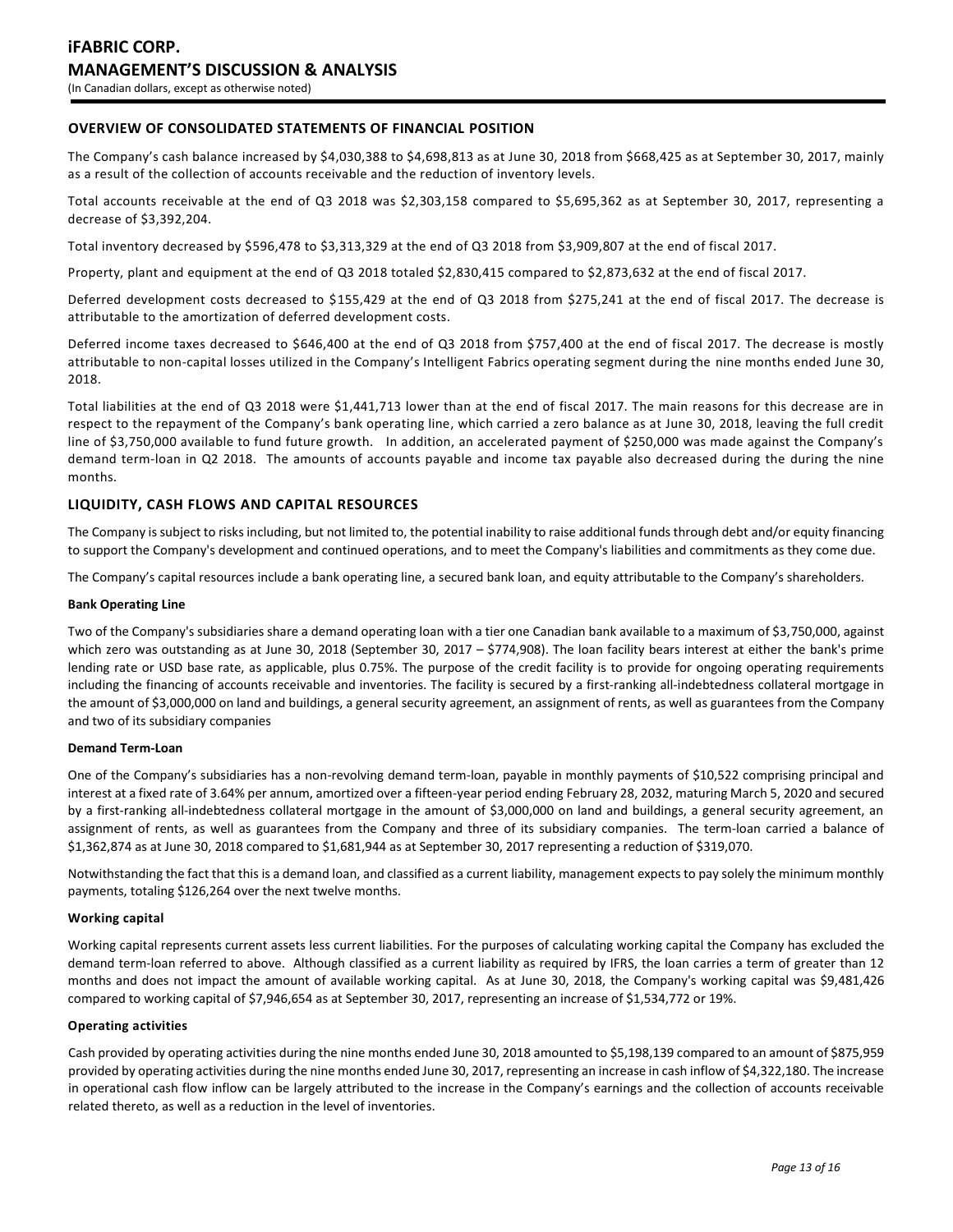## OVERVIEW OF CONSOLIDATED STATEMENTS OF FINANCIAL POSITION

The Company's cash balance increased by $4,030,388 to $4,698,813 as at June 30, 2018 from $668,425 as at September 30, 2017, mainly as a result of the collection of accounts receivable and the reduction of inventory levels.

Total accounts receivable at the end of Q3 2018 was $2,303,158 compared to $5,695,362 as at September 30, 2017, representing a decrease of $3,392,204.

Total inventory decreased by $596,478 to $3,313,329 at the end of Q3 2018 from $3,909,807 at the end of fiscal 2017.

Property, plant and equipment at the end of Q3 2018 totaled $2,830,415 compared to $2,873,632 at the end of fiscal 2017.

Deferred development costs decreased to $155,429 at the end of Q3 2018 from $275,241 at the end of fiscal 2017. The decrease is attributable to the amortization of deferred development costs.

Deferred income taxes decreased to $646,400 at the end of Q3 2018 from $757,400 at the end of fiscal 2017. The decrease is mostly attributable to non-capital losses utilized in the Company's Intelligent Fabrics operating segment during the nine months ended June 30, 2018.

Total liabilities at the end of Q3 2018 were $1,441,713 lower than at the end of fiscal 2017. The main reasons for this decrease are in respect to the repayment of the Company's bank operating line, which carried a zero balance as at June 30, 2018, leaving the full credit line of $3,750,000 available to fund future growth. In addition, an accelerated payment of $250,000 was made against the Company's demand term-loan in Q2 2018. The amounts of accounts payable and income tax payable also decreased during the during the nine months.

## LIQUIDITY, CASH FLOWS AND CAPITAL RESOURCES

The Company is subject to risks including, but not limited to, the potential inability to raise additional funds through debt and/or equity financing to support the Company's development and continued operations, and to meet the Company's liabilities and commitments as they come due.

The Company's capital resources include a bank operating line, a secured bank loan, and equity attributable to the Company's shareholders.

**Bank Operating Line**

Two of the Company's subsidiaries share a demand operating loan with a tier one Canadian bank available to a maximum of $3,750,000, against which zero was outstanding as at June 30, 2018 (September 30, 2017 – $774,908). The loan facility bears interest at either the bank's prime lending rate or USD base rate, as applicable, plus 0.75%. The purpose of the credit facility is to provide for ongoing operating requirements including the financing of accounts receivable and inventories. The facility is secured by a first-ranking all-indebtedness collateral mortgage in the amount of $3,000,000 on land and buildings, a general security agreement, an assignment of rents, as well as guarantees from the Company and two of its subsidiary companies

**Demand Term-Loan**

One of the Company's subsidiaries has a non-revolving demand term-loan, payable in monthly payments of $10,522 comprising principal and interest at a fixed rate of 3.64% per annum, amortized over a fifteen-year period ending February 28, 2032, maturing March 5, 2020 and secured by a first-ranking all-indebtedness collateral mortgage in the amount of $3,000,000 on land and buildings, a general security agreement, an assignment of rents, as well as guarantees from the Company and three of its subsidiary companies. The term-loan carried a balance of $1,362,874 as at June 30, 2018 compared to $1,681,944 as at September 30, 2017 representing a reduction of $319,070.

Notwithstanding the fact that this is a demand loan, and classified as a current liability, management expects to pay solely the minimum monthly payments, totaling $126,264 over the next twelve months.

**Working capital**

Working capital represents current assets less current liabilities. For the purposes of calculating working capital the Company has excluded the demand term-loan referred to above. Although classified as a current liability as required by IFRS, the loan carries a term of greater than 12 months and does not impact the amount of available working capital. As at June 30, 2018, the Company's working capital was $9,481,426 compared to working capital of $7,946,654 as at September 30, 2017, representing an increase of $1,534,772 or 19%.

**Operating activities**

Cash provided by operating activities during the nine months ended June 30, 2018 amounted to $5,198,139 compared to an amount of $875,959 provided by operating activities during the nine months ended June 30, 2017, representing an increase in cash inflow of $4,322,180. The increase in operational cash flow inflow can be largely attributed to the increase in the Company's earnings and the collection of accounts receivable related thereto, as well as a reduction in the level of inventories.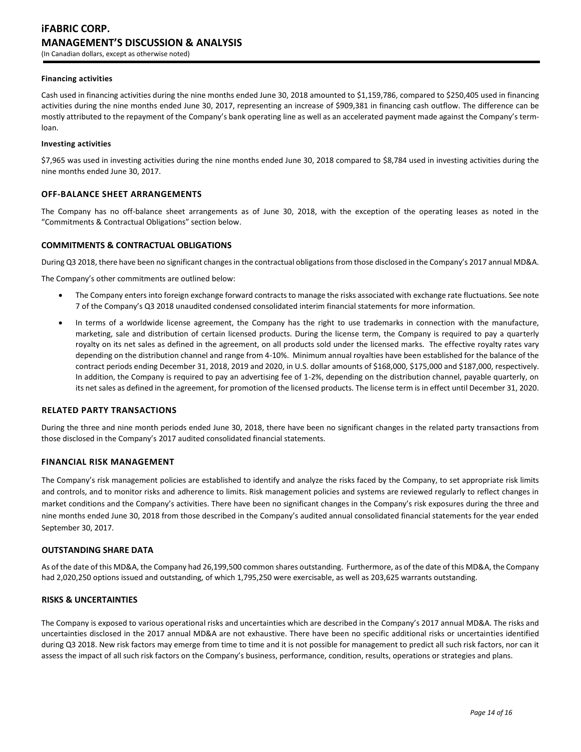#### Financing activities

Cash used in financing activities during the nine months ended June 30, 2018 amounted to $1,159,786, compared to $250,405 used in financing activities during the nine months ended June 30, 2017, representing an increase of $909,381 in financing cash outflow. The difference can be mostly attributed to the repayment of the Company's bank operating line as well as an accelerated payment made against the Company's term-loan.

#### Investing activities

$7,965 was used in investing activities during the nine months ended June 30, 2018 compared to $8,784 used in investing activities during the nine months ended June 30, 2017.

### OFF-BALANCE SHEET ARRANGEMENTS

The Company has no off-balance sheet arrangements as of June 30, 2018, with the exception of the operating leases as noted in the "Commitments & Contractual Obligations" section below.

### COMMITMENTS & CONTRACTUAL OBLIGATIONS

During Q3 2018, there have been no significant changes in the contractual obligations from those disclosed in the Company's 2017 annual MD&A.

The Company's other commitments are outlined below:

- The Company enters into foreign exchange forward contracts to manage the risks associated with exchange rate fluctuations. See note 7 of the Company's Q3 2018 unaudited condensed consolidated interim financial statements for more information.
- In terms of a worldwide license agreement, the Company has the right to use trademarks in connection with the manufacture, marketing, sale and distribution of certain licensed products. During the license term, the Company is required to pay a quarterly royalty on its net sales as defined in the agreement, on all products sold under the licensed marks. The effective royalty rates vary depending on the distribution channel and range from 4-10%. Minimum annual royalties have been established for the balance of the contract periods ending December 31, 2018, 2019 and 2020, in U.S. dollar amounts of $168,000, $175,000 and $187,000, respectively. In addition, the Company is required to pay an advertising fee of 1-2%, depending on the distribution channel, payable quarterly, on its net sales as defined in the agreement, for promotion of the licensed products. The license term is in effect until December 31, 2020.

### RELATED PARTY TRANSACTIONS

During the three and nine month periods ended June 30, 2018, there have been no significant changes in the related party transactions from those disclosed in the Company's 2017 audited consolidated financial statements.

### FINANCIAL RISK MANAGEMENT

The Company's risk management policies are established to identify and analyze the risks faced by the Company, to set appropriate risk limits and controls, and to monitor risks and adherence to limits. Risk management policies and systems are reviewed regularly to reflect changes in market conditions and the Company's activities. There have been no significant changes in the Company's risk exposures during the three and nine months ended June 30, 2018 from those described in the Company's audited annual consolidated financial statements for the year ended September 30, 2017.

### OUTSTANDING SHARE DATA

As of the date of this MD&A, the Company had 26,199,500 common shares outstanding. Furthermore, as of the date of this MD&A, the Company had 2,020,250 options issued and outstanding, of which 1,795,250 were exercisable, as well as 203,625 warrants outstanding.

### RISKS & UNCERTAINTIES

The Company is exposed to various operational risks and uncertainties which are described in the Company's 2017 annual MD&A. The risks and uncertainties disclosed in the 2017 annual MD&A are not exhaustive. There have been no specific additional risks or uncertainties identified during Q3 2018. New risk factors may emerge from time to time and it is not possible for management to predict all such risk factors, nor can it assess the impact of all such risk factors on the Company's business, performance, condition, results, operations or strategies and plans.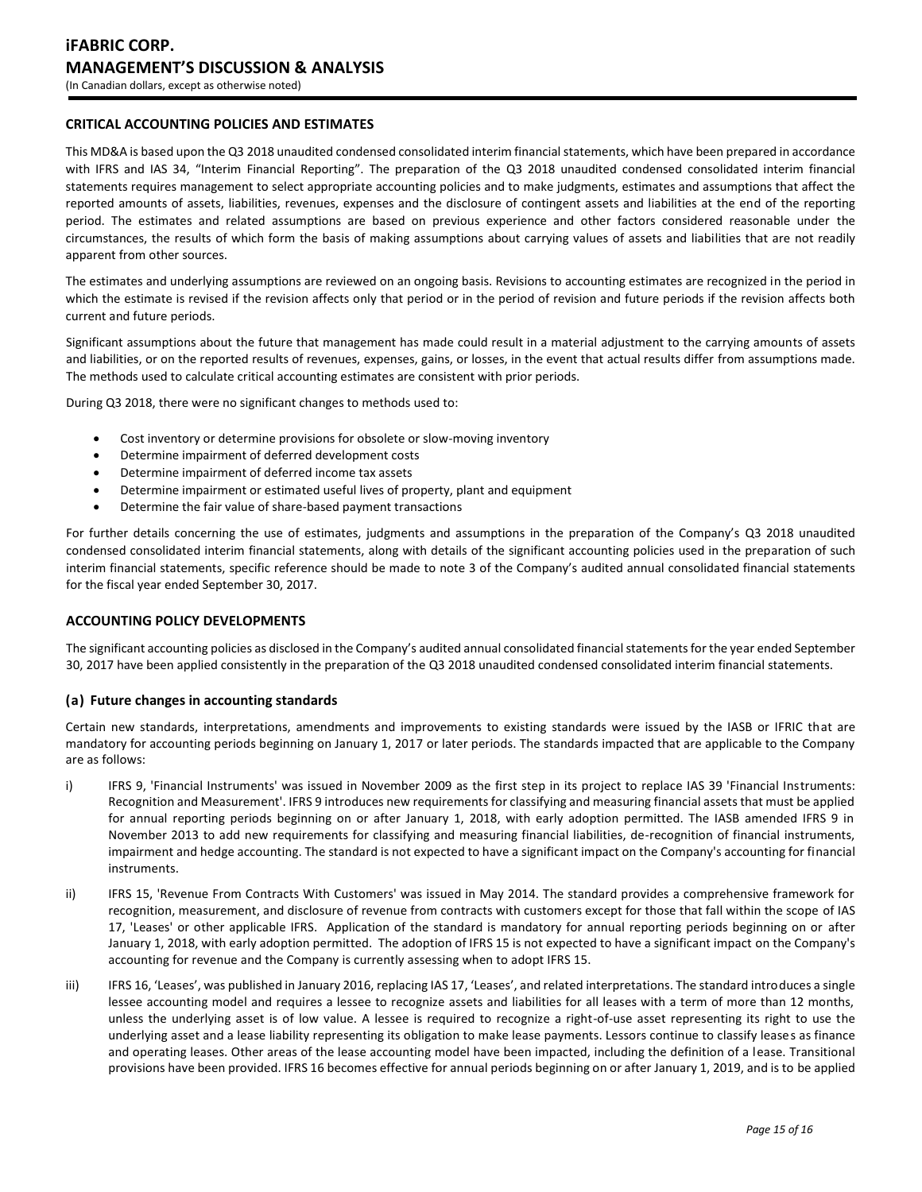## CRITICAL ACCOUNTING POLICIES AND ESTIMATES

This MD&A is based upon the Q3 2018 unaudited condensed consolidated interim financial statements, which have been prepared in accordance with IFRS and IAS 34, "Interim Financial Reporting". The preparation of the Q3 2018 unaudited condensed consolidated interim financial statements requires management to select appropriate accounting policies and to make judgments, estimates and assumptions that affect the reported amounts of assets, liabilities, revenues, expenses and the disclosure of contingent assets and liabilities at the end of the reporting period. The estimates and related assumptions are based on previous experience and other factors considered reasonable under the circumstances, the results of which form the basis of making assumptions about carrying values of assets and liabilities that are not readily apparent from other sources.

The estimates and underlying assumptions are reviewed on an ongoing basis. Revisions to accounting estimates are recognized in the period in which the estimate is revised if the revision affects only that period or in the period of revision and future periods if the revision affects both current and future periods.

Significant assumptions about the future that management has made could result in a material adjustment to the carrying amounts of assets and liabilities, or on the reported results of revenues, expenses, gains, or losses, in the event that actual results differ from assumptions made. The methods used to calculate critical accounting estimates are consistent with prior periods.

During Q3 2018, there were no significant changes to methods used to:

- Cost inventory or determine provisions for obsolete or slow-moving inventory
- Determine impairment of deferred development costs
- Determine impairment of deferred income tax assets
- Determine impairment or estimated useful lives of property, plant and equipment
- Determine the fair value of share-based payment transactions

For further details concerning the use of estimates, judgments and assumptions in the preparation of the Company's Q3 2018 unaudited condensed consolidated interim financial statements, along with details of the significant accounting policies used in the preparation of such interim financial statements, specific reference should be made to note 3 of the Company's audited annual consolidated financial statements for the fiscal year ended September 30, 2017.

## ACCOUNTING POLICY DEVELOPMENTS

The significant accounting policies as disclosed in the Company's audited annual consolidated financial statements for the year ended September 30, 2017 have been applied consistently in the preparation of the Q3 2018 unaudited condensed consolidated interim financial statements.

### (a) Future changes in accounting standards

Certain new standards, interpretations, amendments and improvements to existing standards were issued by the IASB or IFRIC that are mandatory for accounting periods beginning on January 1, 2017 or later periods. The standards impacted that are applicable to the Company are as follows:

i) IFRS 9, 'Financial Instruments' was issued in November 2009 as the first step in its project to replace IAS 39 'Financial Instruments: Recognition and Measurement'. IFRS 9 introduces new requirements for classifying and measuring financial assets that must be applied for annual reporting periods beginning on or after January 1, 2018, with early adoption permitted. The IASB amended IFRS 9 in November 2013 to add new requirements for classifying and measuring financial liabilities, de-recognition of financial instruments, impairment and hedge accounting. The standard is not expected to have a significant impact on the Company's accounting for financial instruments.

ii) IFRS 15, 'Revenue From Contracts With Customers' was issued in May 2014. The standard provides a comprehensive framework for recognition, measurement, and disclosure of revenue from contracts with customers except for those that fall within the scope of IAS 17, 'Leases' or other applicable IFRS. Application of the standard is mandatory for annual reporting periods beginning on or after January 1, 2018, with early adoption permitted. The adoption of IFRS 15 is not expected to have a significant impact on the Company's accounting for revenue and the Company is currently assessing when to adopt IFRS 15.

iii) IFRS 16, 'Leases', was published in January 2016, replacing IAS 17, 'Leases', and related interpretations. The standard introduces a single lessee accounting model and requires a lessee to recognize assets and liabilities for all leases with a term of more than 12 months, unless the underlying asset is of low value. A lessee is required to recognize a right-of-use asset representing its right to use the underlying asset and a lease liability representing its obligation to make lease payments. Lessors continue to classify leases as finance and operating leases. Other areas of the lease accounting model have been impacted, including the definition of a lease. Transitional provisions have been provided. IFRS 16 becomes effective for annual periods beginning on or after January 1, 2019, and is to be applied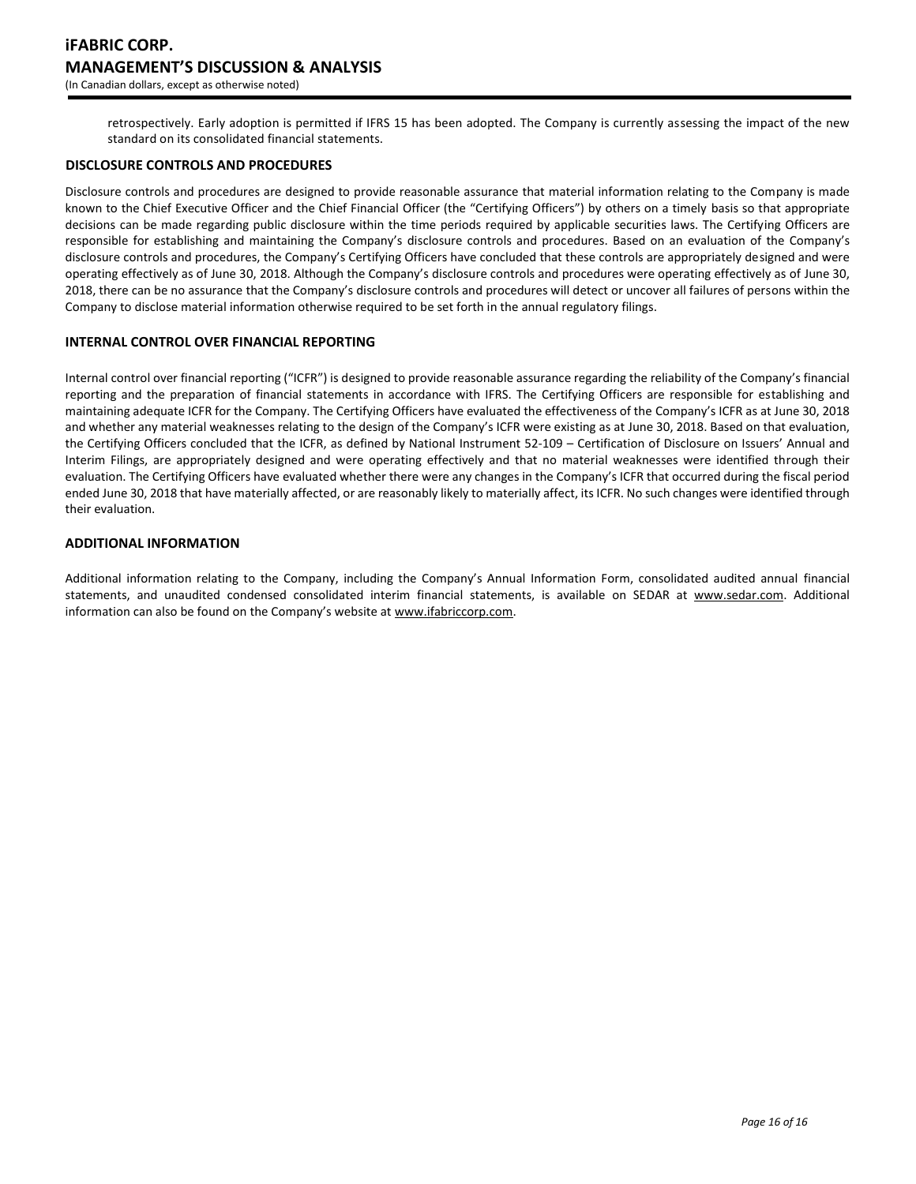retrospectively. Early adoption is permitted if IFRS 15 has been adopted. The Company is currently assessing the impact of the new standard on its consolidated financial statements.

## DISCLOSURE CONTROLS AND PROCEDURES

Disclosure controls and procedures are designed to provide reasonable assurance that material information relating to the Company is made known to the Chief Executive Officer and the Chief Financial Officer (the "Certifying Officers") by others on a timely basis so that appropriate decisions can be made regarding public disclosure within the time periods required by applicable securities laws. The Certifying Officers are responsible for establishing and maintaining the Company's disclosure controls and procedures. Based on an evaluation of the Company's disclosure controls and procedures, the Company's Certifying Officers have concluded that these controls are appropriately designed and were operating effectively as of June 30, 2018. Although the Company's disclosure controls and procedures were operating effectively as of June 30, 2018, there can be no assurance that the Company's disclosure controls and procedures will detect or uncover all failures of persons within the Company to disclose material information otherwise required to be set forth in the annual regulatory filings.

## INTERNAL CONTROL OVER FINANCIAL REPORTING

Internal control over financial reporting ("ICFR") is designed to provide reasonable assurance regarding the reliability of the Company's financial reporting and the preparation of financial statements in accordance with IFRS. The Certifying Officers are responsible for establishing and maintaining adequate ICFR for the Company. The Certifying Officers have evaluated the effectiveness of the Company's ICFR as at June 30, 2018 and whether any material weaknesses relating to the design of the Company's ICFR were existing as at June 30, 2018. Based on that evaluation, the Certifying Officers concluded that the ICFR, as defined by National Instrument 52-109 – Certification of Disclosure on Issuers' Annual and Interim Filings, are appropriately designed and were operating effectively and that no material weaknesses were identified through their evaluation. The Certifying Officers have evaluated whether there were any changes in the Company's ICFR that occurred during the fiscal period ended June 30, 2018 that have materially affected, or are reasonably likely to materially affect, its ICFR. No such changes were identified through their evaluation.

## ADDITIONAL INFORMATION

Additional information relating to the Company, including the Company's Annual Information Form, consolidated audited annual financial statements, and unaudited condensed consolidated interim financial statements, is available on SEDAR at www.sedar.com. Additional information can also be found on the Company's website at www.ifabriccorp.com.